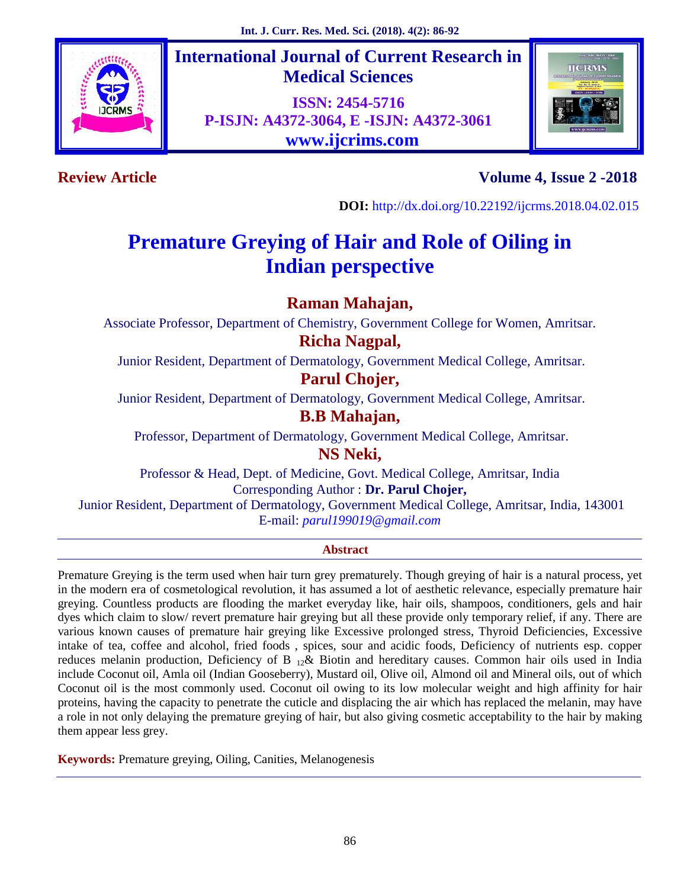**International Journal of Current Research in Medical Sciences**

**ISSN: 2454-5716**
**P-ISJN: A4372-3064, E -ISJN: A4372-3061**
**www.ijcrims.com**

**Review Article** **Volume 4, Issue 2 -2018**

**DOI:** http://dx.doi.org/10.22192/ijcrms.2018.04.02.015

# Premature Greying of Hair and Role of Oiling in Indian perspective

**Raman Mahajan,**
Associate Professor, Department of Chemistry, Government College for Women, Amritsar.

**Richa Nagpal,**
Junior Resident, Department of Dermatology, Government Medical College, Amritsar.

**Parul Chojer,**
Junior Resident, Department of Dermatology, Government Medical College, Amritsar.

**B.B Mahajan,**
Professor, Department of Dermatology, Government Medical College, Amritsar.

**NS Neki,**
Professor & Head, Dept. of Medicine, Govt. Medical College, Amritsar, India

Corresponding Author : **Dr. Parul Chojer,**
Junior Resident, Department of Dermatology, Government Medical College, Amritsar, India, 143001
E-mail: *parul199019@gmail.com*

## Abstract

Premature Greying is the term used when hair turn grey prematurely. Though greying of hair is a natural process, yet in the modern era of cosmetological revolution, it has assumed a lot of aesthetic relevance, especially premature hair greying. Countless products are flooding the market everyday like, hair oils, shampoos, conditioners, gels and hair dyes which claim to slow/ revert premature hair greying but all these provide only temporary relief, if any. There are various known causes of premature hair greying like Excessive prolonged stress, Thyroid Deficiencies, Excessive intake of tea, coffee and alcohol, fried foods , spices, sour and acidic foods, Deficiency of nutrients esp. copper reduces melanin production, Deficiency of $B_{12}$& Biotin and hereditary causes. Common hair oils used in India include Coconut oil, Amla oil (Indian Gooseberry), Mustard oil, Olive oil, Almond oil and Mineral oils, out of which Coconut oil is the most commonly used. Coconut oil owing to its low molecular weight and high affinity for hair proteins, having the capacity to penetrate the cuticle and displacing the air which has replaced the melanin, may have a role in not only delaying the premature greying of hair, but also giving cosmetic acceptability to the hair by making them appear less grey.

**Keywords:** Premature greying, Oiling, Canities, Melanogenesis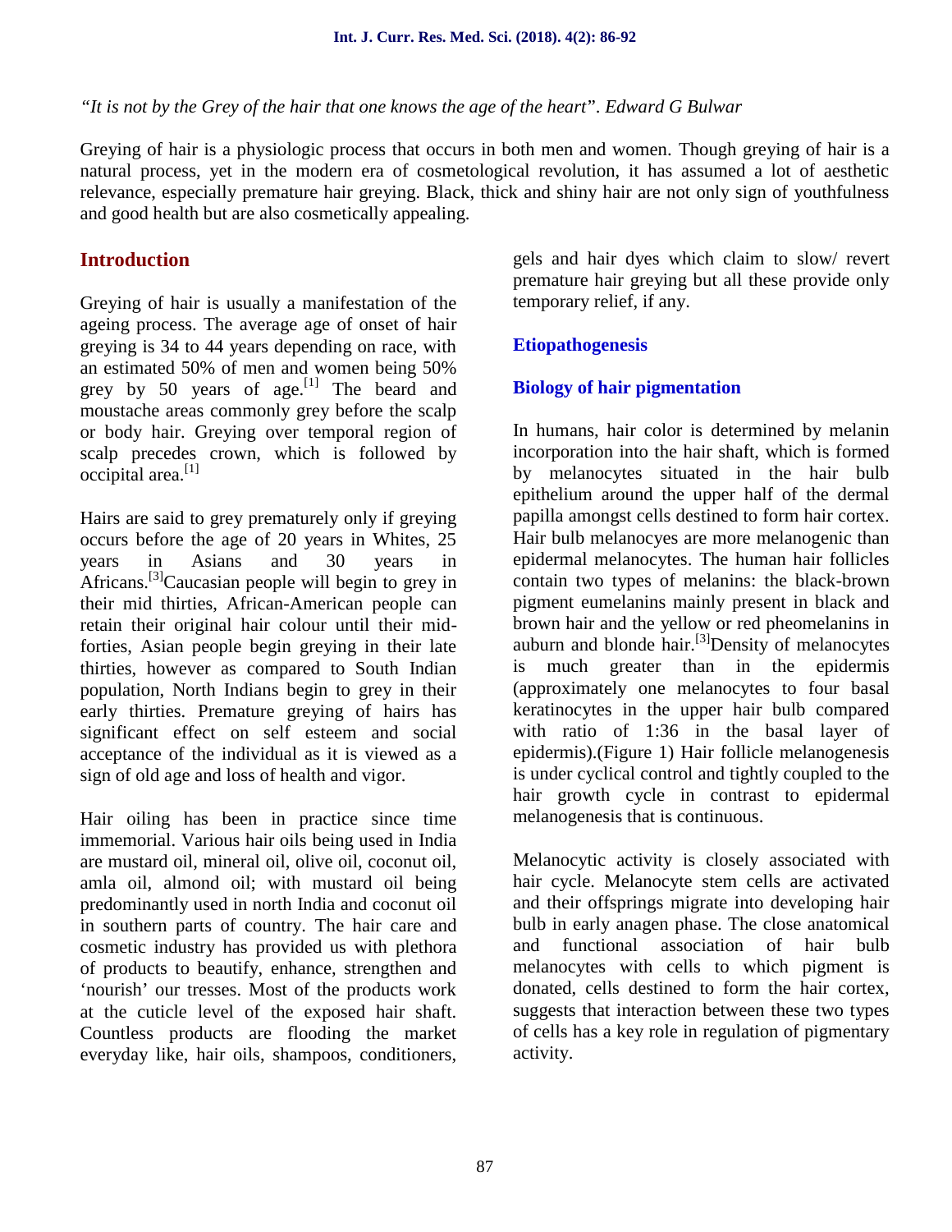*"It is not by the Grey of the hair that one knows the age of the heart". Edward G Bulwar*

Greying of hair is a physiologic process that occurs in both men and women. Though greying of hair is a natural process, yet in the modern era of cosmetological revolution, it has assumed a lot of aesthetic relevance, especially premature hair greying. Black, thick and shiny hair are not only sign of youthfulness and good health but are also cosmetically appealing.

## Introduction

Greying of hair is usually a manifestation of the ageing process. The average age of onset of hair greying is 34 to 44 years depending on race, with an estimated 50% of men and women being 50% grey by 50 years of age.[1] The beard and moustache areas commonly grey before the scalp or body hair. Greying over temporal region of scalp precedes crown, which is followed by occipital area.[1]

Hairs are said to grey prematurely only if greying occurs before the age of 20 years in Whites, 25 years in Asians and 30 years in Africans.[3]Caucasian people will begin to grey in their mid thirties, African-American people can retain their original hair colour until their mid-forties, Asian people begin greying in their late thirties, however as compared to South Indian population, North Indians begin to grey in their early thirties. Premature greying of hairs has significant effect on self esteem and social acceptance of the individual as it is viewed as a sign of old age and loss of health and vigor.

Hair oiling has been in practice since time immemorial. Various hair oils being used in India are mustard oil, mineral oil, olive oil, coconut oil, amla oil, almond oil; with mustard oil being predominantly used in north India and coconut oil in southern parts of country. The hair care and cosmetic industry has provided us with plethora of products to beautify, enhance, strengthen and 'nourish' our tresses. Most of the products work at the cuticle level of the exposed hair shaft. Countless products are flooding the market everyday like, hair oils, shampoos, conditioners, gels and hair dyes which claim to slow/ revert premature hair greying but all these provide only temporary relief, if any.

### Etiopathogenesis

### Biology of hair pigmentation

In humans, hair color is determined by melanin incorporation into the hair shaft, which is formed by melanocytes situated in the hair bulb epithelium around the upper half of the dermal papilla amongst cells destined to form hair cortex. Hair bulb melanocyes are more melanogenic than epidermal melanocytes. The human hair follicles contain two types of melanins: the black-brown pigment eumelanins mainly present in black and brown hair and the yellow or red pheomelanins in auburn and blonde hair.[3]Density of melanocytes is much greater than in the epidermis (approximately one melanocytes to four basal keratinocytes in the upper hair bulb compared with ratio of 1:36 in the basal layer of epidermis).(Figure 1) Hair follicle melanogenesis is under cyclical control and tightly coupled to the hair growth cycle in contrast to epidermal melanogenesis that is continuous.

Melanocytic activity is closely associated with hair cycle. Melanocyte stem cells are activated and their offsprings migrate into developing hair bulb in early anagen phase. The close anatomical and functional association of hair bulb melanocytes with cells to which pigment is donated, cells destined to form the hair cortex, suggests that interaction between these two types of cells has a key role in regulation of pigmentary activity.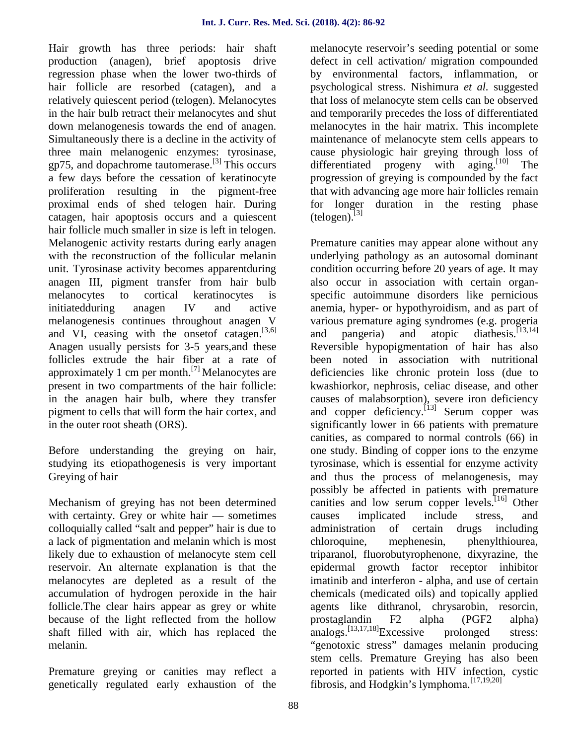Hair growth has three periods: hair shaft production (anagen), brief apoptosis drive regression phase when the lower two-thirds of hair follicle are resorbed (catagen), and a relatively quiescent period (telogen). Melanocytes in the hair bulb retract their melanocytes and shut down melanogenesis towards the end of anagen. Simultaneously there is a decline in the activity of three main melanogenic enzymes: tyrosinase, gp75, and dopachrome tautomerase.[3] This occurs a few days before the cessation of keratinocyte proliferation resulting in the pigment-free proximal ends of shed telogen hair. During catagen, hair apoptosis occurs and a quiescent hair follicle much smaller in size is left in telogen. Melanogenic activity restarts during early anagen with the reconstruction of the follicular melanin unit. Tyrosinase activity becomes apparentduring anagen III, pigment transfer from hair bulb melanocytes to cortical keratinocytes is initiatedduring anagen IV and active melanogenesis continues throughout anagen V and VI, ceasing with the onsetof catagen.[3,6] Anagen usually persists for 3-5 years,and these follicles extrude the hair fiber at a rate of approximately 1 cm per month.[7] Melanocytes are present in two compartments of the hair follicle: in the anagen hair bulb, where they transfer pigment to cells that will form the hair cortex, and in the outer root sheath (ORS).

Before understanding the greying on hair, studying its etiopathogenesis is very important Greying of hair

Mechanism of greying has not been determined with certainty. Grey or white hair — sometimes colloquially called "salt and pepper" hair is due to a lack of pigmentation and melanin which is most likely due to exhaustion of melanocyte stem cell reservoir. An alternate explanation is that the melanocytes are depleted as a result of the accumulation of hydrogen peroxide in the hair follicle.The clear hairs appear as grey or white because of the light reflected from the hollow shaft filled with air, which has replaced the melanin.

Premature greying or canities may reflect a genetically regulated early exhaustion of the melanocyte reservoir's seeding potential or some defect in cell activation/ migration compounded by environmental factors, inflammation, or psychological stress. Nishimura *et al.* suggested that loss of melanocyte stem cells can be observed and temporarily precedes the loss of differentiated melanocytes in the hair matrix. This incomplete maintenance of melanocyte stem cells appears to cause physiologic hair greying through loss of differentiated progeny with aging.[10] The progression of greying is compounded by the fact that with advancing age more hair follicles remain for longer duration in the resting phase (telogen).[3]

Premature canities may appear alone without any underlying pathology as an autosomal dominant condition occurring before 20 years of age. It may also occur in association with certain organ-specific autoimmune disorders like pernicious anemia, hyper- or hypothyroidism, and as part of various premature aging syndromes (e.g. progeria and pangeria) and atopic diathesis.[13,14] Reversible hypopigmentation of hair has also been noted in association with nutritional deficiencies like chronic protein loss (due to kwashiorkor, nephrosis, celiac disease, and other causes of malabsorption), severe iron deficiency and copper deficiency.[13] Serum copper was significantly lower in 66 patients with premature canities, as compared to normal controls (66) in one study. Binding of copper ions to the enzyme tyrosinase, which is essential for enzyme activity and thus the process of melanogenesis, may possibly be affected in patients with premature canities and low serum copper levels.[16] Other causes implicated include stress, and administration of certain drugs including chloroquine, mephenesin, phenylthiourea, triparanol, fluorobutyrophenone, dixyrazine, the epidermal growth factor receptor inhibitor imatinib and interferon - alpha, and use of certain chemicals (medicated oils) and topically applied agents like dithranol, chrysarobin, resorcin, prostaglandin F2 alpha (PGF2 alpha) analogs.[13,17,18]Excessive prolonged stress: "genotoxic stress" damages melanin producing stem cells. Premature Greying has also been reported in patients with HIV infection, cystic fibrosis, and Hodgkin's lymphoma.[17,19,20]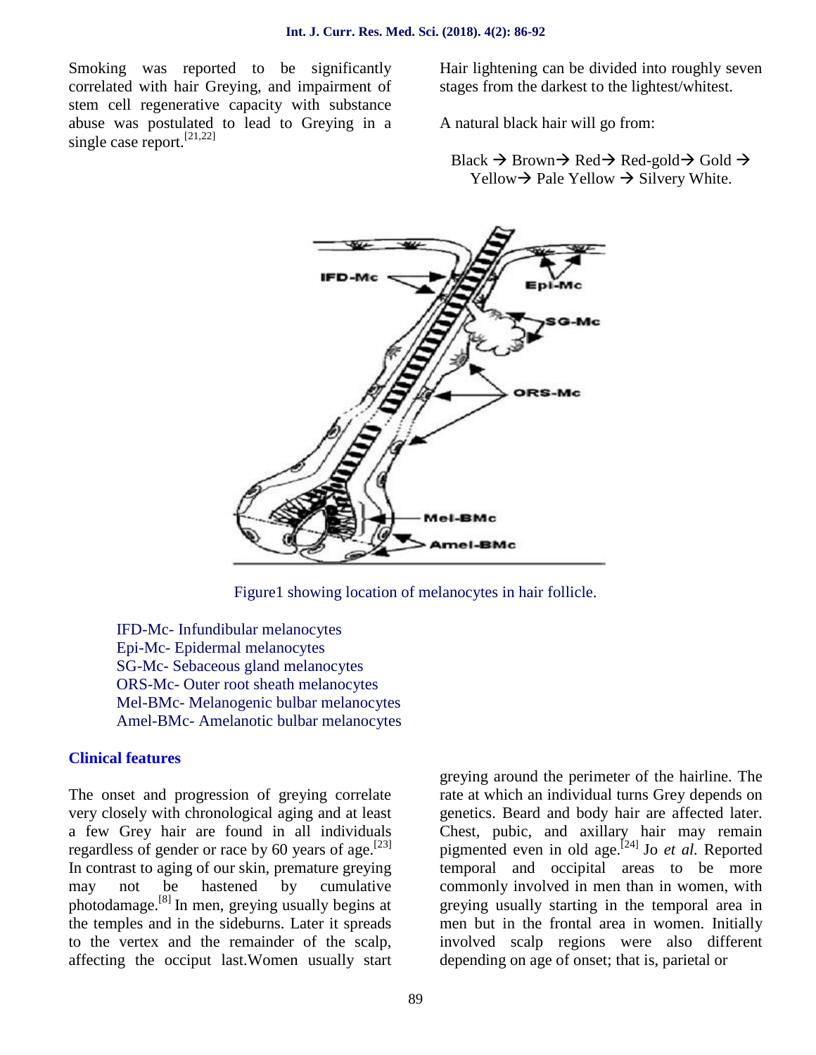Smoking was reported to be significantly correlated with hair Greying, and impairment of stem cell regenerative capacity with substance abuse was postulated to lead to Greying in a single case report.[21,22]

Hair lightening can be divided into roughly seven stages from the darkest to the lightest/whitest.

A natural black hair will go from:

Black → Brown→ Red→ Red-gold→ Gold → Yellow→ Pale Yellow → Silvery White.

Figure1 showing location of melanocytes in hair follicle.

IFD-Mc- Infundibular melanocytes
Epi-Mc- Epidermal melanocytes
SG-Mc- Sebaceous gland melanocytes
ORS-Mc- Outer root sheath melanocytes
Mel-BMc- Melanogenic bulbar melanocytes
Amel-BMc- Amelanotic bulbar melanocytes

## Clinical features

The onset and progression of greying correlate very closely with chronological aging and at least a few Grey hair are found in all individuals regardless of gender or race by 60 years of age.[23] In contrast to aging of our skin, premature greying may not be hastened by cumulative photodamage.[8] In men, greying usually begins at the temples and in the sideburns. Later it spreads to the vertex and the remainder of the scalp, affecting the occiput last.Women usually start greying around the perimeter of the hairline. The rate at which an individual turns Grey depends on genetics. Beard and body hair are affected later. Chest, pubic, and axillary hair may remain pigmented even in old age.[24] Jo *et al.* Reported temporal and occipital areas to be more commonly involved in men than in women, with greying usually starting in the temporal area in men but in the frontal area in women. Initially involved scalp regions were also different depending on age of onset; that is, parietal or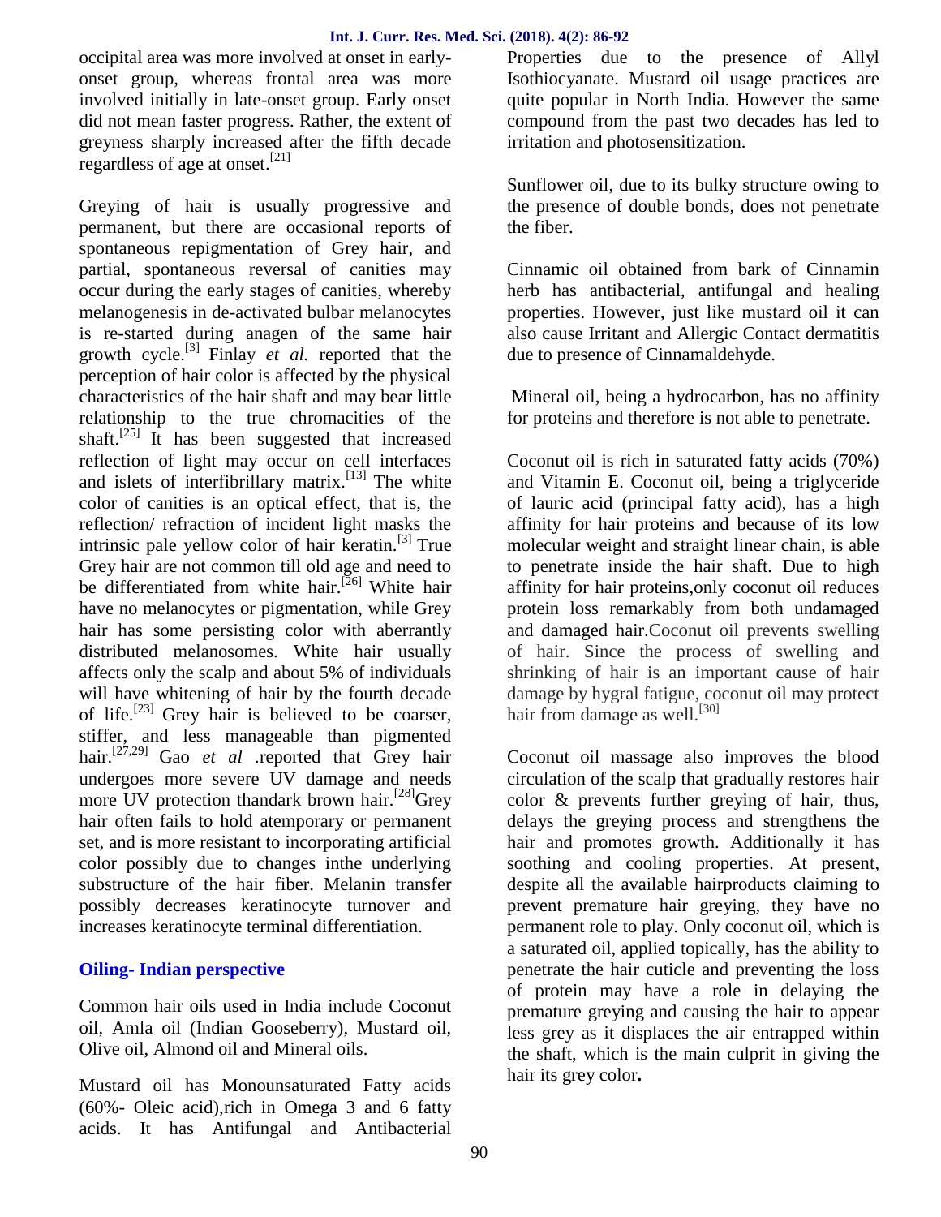occipital area was more involved at onset in early-onset group, whereas frontal area was more involved initially in late-onset group. Early onset did not mean faster progress. Rather, the extent of greyness sharply increased after the fifth decade regardless of age at onset.[21]

Greying of hair is usually progressive and permanent, but there are occasional reports of spontaneous repigmentation of Grey hair, and partial, spontaneous reversal of canities may occur during the early stages of canities, whereby melanogenesis in de-activated bulbar melanocytes is re-started during anagen of the same hair growth cycle.[3] Finlay *et al.* reported that the perception of hair color is affected by the physical characteristics of the hair shaft and may bear little relationship to the true chromacities of the shaft.[25] It has been suggested that increased reflection of light may occur on cell interfaces and islets of interfibrillary matrix.[13] The white color of canities is an optical effect, that is, the reflection/ refraction of incident light masks the intrinsic pale yellow color of hair keratin.[3] True Grey hair are not common till old age and need to be differentiated from white hair.[26] White hair have no melanocytes or pigmentation, while Grey hair has some persisting color with aberrantly distributed melanosomes. White hair usually affects only the scalp and about 5% of individuals will have whitening of hair by the fourth decade of life.[23] Grey hair is believed to be coarser, stiffer, and less manageable than pigmented hair.[27,29] Gao *et al* .reported that Grey hair undergoes more severe UV damage and needs more UV protection thandark brown hair.[28]Grey hair often fails to hold atemporary or permanent set, and is more resistant to incorporating artificial color possibly due to changes inthe underlying substructure of the hair fiber. Melanin transfer possibly decreases keratinocyte turnover and increases keratinocyte terminal differentiation.

## Oiling- Indian perspective

Common hair oils used in India include Coconut oil, Amla oil (Indian Gooseberry), Mustard oil, Olive oil, Almond oil and Mineral oils.

Mustard oil has Monounsaturated Fatty acids (60%- Oleic acid),rich in Omega 3 and 6 fatty acids. It has Antifungal and Antibacterial Properties due to the presence of Allyl Isothiocyanate. Mustard oil usage practices are quite popular in North India. However the same compound from the past two decades has led to irritation and photosensitization.

Sunflower oil, due to its bulky structure owing to the presence of double bonds, does not penetrate the fiber.

Cinnamic oil obtained from bark of Cinnamin herb has antibacterial, antifungal and healing properties. However, just like mustard oil it can also cause Irritant and Allergic Contact dermatitis due to presence of Cinnamaldehyde.

Mineral oil, being a hydrocarbon, has no affinity for proteins and therefore is not able to penetrate.

Coconut oil is rich in saturated fatty acids (70%) and Vitamin E. Coconut oil, being a triglyceride of lauric acid (principal fatty acid), has a high affinity for hair proteins and because of its low molecular weight and straight linear chain, is able to penetrate inside the hair shaft. Due to high affinity for hair proteins,only coconut oil reduces protein loss remarkably from both undamaged and damaged hair.Coconut oil prevents swelling of hair. Since the process of swelling and shrinking of hair is an important cause of hair damage by hygral fatigue, coconut oil may protect hair from damage as well.[30]

Coconut oil massage also improves the blood circulation of the scalp that gradually restores hair color & prevents further greying of hair, thus, delays the greying process and strengthens the hair and promotes growth. Additionally it has soothing and cooling properties. At present, despite all the available hairproducts claiming to prevent premature hair greying, they have no permanent role to play. Only coconut oil, which is a saturated oil, applied topically, has the ability to penetrate the hair cuticle and preventing the loss of protein may have a role in delaying the premature greying and causing the hair to appear less grey as it displaces the air entrapped within the shaft, which is the main culprit in giving the hair its grey color**.**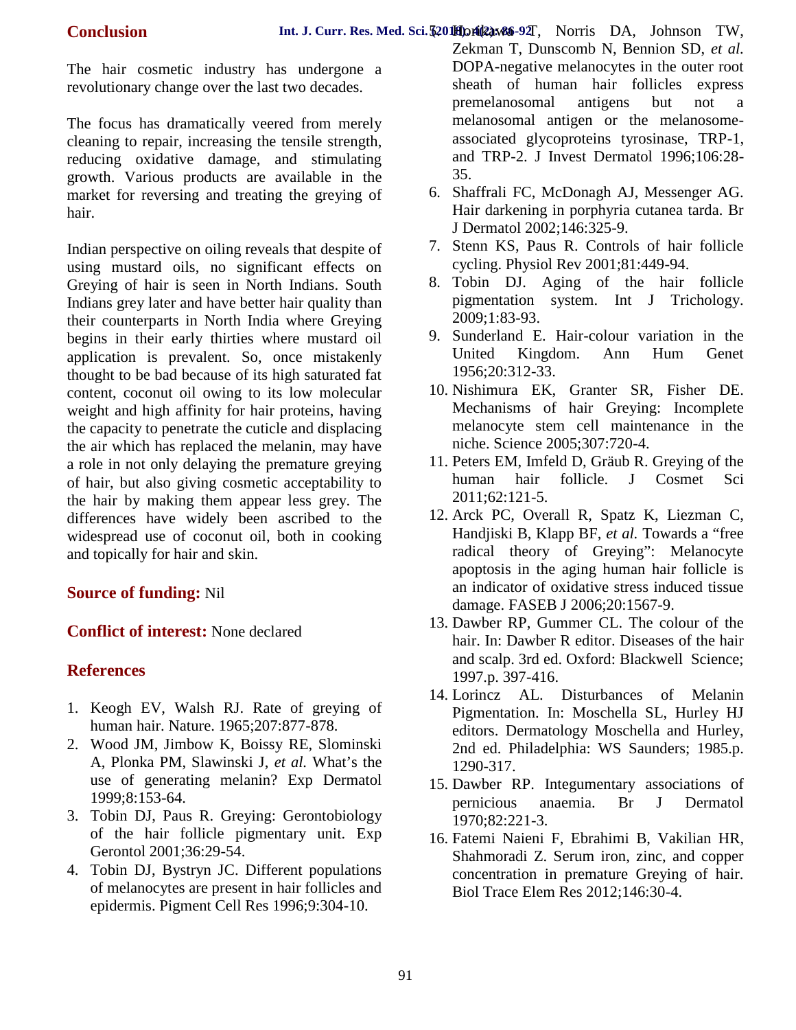## Conclusion

The hair cosmetic industry has undergone a revolutionary change over the last two decades.

The focus has dramatically veered from merely cleaning to repair, increasing the tensile strength, reducing oxidative damage, and stimulating growth. Various products are available in the market for reversing and treating the greying of hair.

Indian perspective on oiling reveals that despite of using mustard oils, no significant effects on Greying of hair is seen in North Indians. South Indians grey later and have better hair quality than their counterparts in North India where Greying begins in their early thirties where mustard oil application is prevalent. So, once mistakenly thought to be bad because of its high saturated fat content, coconut oil owing to its low molecular weight and high affinity for hair proteins, having the capacity to penetrate the cuticle and displacing the air which has replaced the melanin, may have a role in not only delaying the premature greying of hair, but also giving cosmetic acceptability to the hair by making them appear less grey. The differences have widely been ascribed to the widespread use of coconut oil, both in cooking and topically for hair and skin.

**Source of funding:** Nil

**Conflict of interest:** None declared

## References

1. Keogh EV, Walsh RJ. Rate of greying of human hair. Nature. 1965;207:877-878.
2. Wood JM, Jimbow K, Boissy RE, Slominski A, Plonka PM, Slawinski J, *et al.* What's the use of generating melanin? Exp Dermatol 1999;8:153-64.
3. Tobin DJ, Paus R. Greying: Gerontobiology of the hair follicle pigmentary unit. Exp Gerontol 2001;36:29-54.
4. Tobin DJ, Bystryn JC. Different populations of melanocytes are present in hair follicles and epidermis. Pigment Cell Res 1996;9:304-10.
5. Horikawa T, Norris DA, Johnson TW, Zekman T, Dunscomb N, Bennion SD, *et al.* DOPA-negative melanocytes in the outer root sheath of human hair follicles express premelanosomal antigens but not a melanosomal antigen or the melanosome-associated glycoproteins tyrosinase, TRP-1, and TRP-2. J Invest Dermatol 1996;106:28-35.
6. Shaffrali FC, McDonagh AJ, Messenger AG. Hair darkening in porphyria cutanea tarda. Br J Dermatol 2002;146:325-9.
7. Stenn KS, Paus R. Controls of hair follicle cycling. Physiol Rev 2001;81:449-94.
8. Tobin DJ. Aging of the hair follicle pigmentation system. Int J Trichology. 2009;1:83-93.
9. Sunderland E. Hair-colour variation in the United Kingdom. Ann Hum Genet 1956;20:312-33.
10. Nishimura EK, Granter SR, Fisher DE. Mechanisms of hair Greying: Incomplete melanocyte stem cell maintenance in the niche. Science 2005;307:720-4.
11. Peters EM, Imfeld D, Gräub R. Greying of the human hair follicle. J Cosmet Sci 2011;62:121-5.
12. Arck PC, Overall R, Spatz K, Liezman C, Handjiski B, Klapp BF, *et al.* Towards a "free radical theory of Greying": Melanocyte apoptosis in the aging human hair follicle is an indicator of oxidative stress induced tissue damage. FASEB J 2006;20:1567-9.
13. Dawber RP, Gummer CL. The colour of the hair. In: Dawber R editor. Diseases of the hair and scalp. 3rd ed. Oxford: Blackwell Science; 1997.p. 397-416.
14. Lorincz AL. Disturbances of Melanin Pigmentation. In: Moschella SL, Hurley HJ editors. Dermatology Moschella and Hurley, 2nd ed. Philadelphia: WS Saunders; 1985.p. 1290-317.
15. Dawber RP. Integumentary associations of pernicious anaemia. Br J Dermatol 1970;82:221-3.
16. Fatemi Naieni F, Ebrahimi B, Vakilian HR, Shahmoradi Z. Serum iron, zinc, and copper concentration in premature Greying of hair. Biol Trace Elem Res 2012;146:30-4.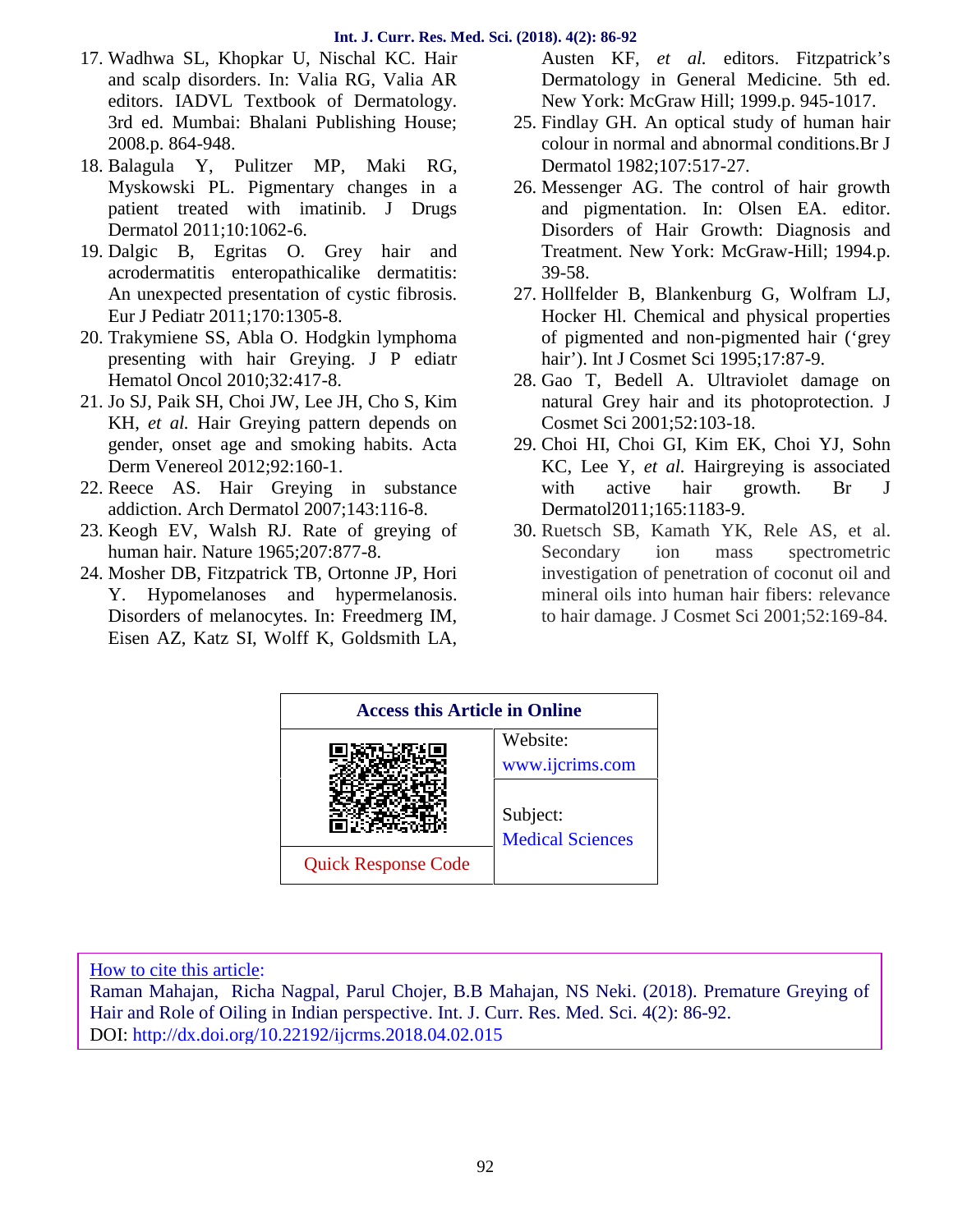17. Wadhwa SL, Khopkar U, Nischal KC. Hair and scalp disorders. In: Valia RG, Valia AR editors. IADVL Textbook of Dermatology. 3rd ed. Mumbai: Bhalani Publishing House; 2008.p. 864-948.
18. Balagula Y, Pulitzer MP, Maki RG, Myskowski PL. Pigmentary changes in a patient treated with imatinib. J Drugs Dermatol 2011;10:1062-6.
19. Dalgic B, Egritas O. Grey hair and acrodermatitis enteropathicalike dermatitis: An unexpected presentation of cystic fibrosis. Eur J Pediatr 2011;170:1305-8.
20. Trakymiene SS, Abla O. Hodgkin lymphoma presenting with hair Greying. J P ediatr Hematol Oncol 2010;32:417-8.
21. Jo SJ, Paik SH, Choi JW, Lee JH, Cho S, Kim KH, *et al.* Hair Greying pattern depends on gender, onset age and smoking habits. Acta Derm Venereol 2012;92:160-1.
22. Reece AS. Hair Greying in substance addiction. Arch Dermatol 2007;143:116-8.
23. Keogh EV, Walsh RJ. Rate of greying of human hair. Nature 1965;207:877-8.
24. Mosher DB, Fitzpatrick TB, Ortonne JP, Hori Y. Hypomelanoses and hypermelanosis. Disorders of melanocytes. In: Freedmerg IM, Eisen AZ, Katz SI, Wolff K, Goldsmith LA, Austen KF, *et al.* editors. Fitzpatrick's Dermatology in General Medicine. 5th ed. New York: McGraw Hill; 1999.p. 945-1017.
25. Findlay GH. An optical study of human hair colour in normal and abnormal conditions.Br J Dermatol 1982;107:517-27.
26. Messenger AG. The control of hair growth and pigmentation. In: Olsen EA. editor. Disorders of Hair Growth: Diagnosis and Treatment. New York: McGraw-Hill; 1994.p. 39-58.
27. Hollfelder B, Blankenburg G, Wolfram LJ, Hocker Hl. Chemical and physical properties of pigmented and non-pigmented hair ('grey hair'). Int J Cosmet Sci 1995;17:87-9.
28. Gao T, Bedell A. Ultraviolet damage on natural Grey hair and its photoprotection. J Cosmet Sci 2001;52:103-18.
29. Choi HI, Choi GI, Kim EK, Choi YJ, Sohn KC, Lee Y, *et al.* Hairgreying is associated with active hair growth. Br J Dermatol2011;165:1183-9.
30. Ruetsch SB, Kamath YK, Rele AS, et al. Secondary ion mass spectrometric investigation of penetration of coconut oil and mineral oils into human hair fibers: relevance to hair damage. J Cosmet Sci 2001;52:169-84.

| Access this Article in Online | |
|---|---|
| | Website: www.ijcrims.com |
| Quick Response Code | Subject: Medical Sciences |

How to cite this article:
Raman Mahajan, Richa Nagpal, Parul Chojer, B.B Mahajan, NS Neki. (2018). Premature Greying of Hair and Role of Oiling in Indian perspective. Int. J. Curr. Res. Med. Sci. 4(2): 86-92.
DOI: http://dx.doi.org/10.22192/ijcrms.2018.04.02.015